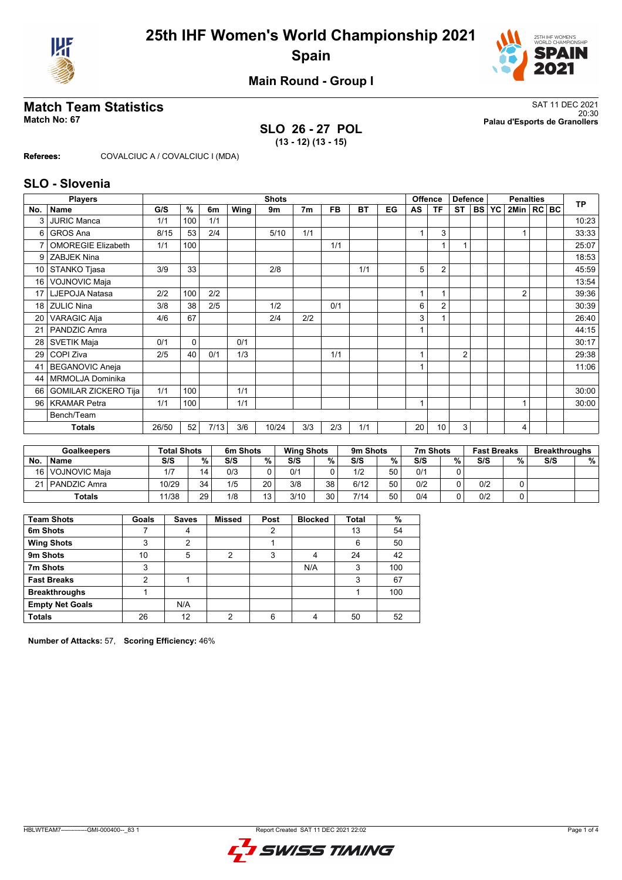# 25th IHF Women's World Championship 2021

## Spain

### Main Round - Group I

## Match Team Statistics

**Match No: 67**

SAT 11 DEC 2021
20:30
**Palau d'Esports de Granollers**

**SLO 26 - 27 POL**
**(13 - 12) (13 - 15)**

**Referees:** COVALCIUC A / COVALCIUC I (MDA)

## SLO - Slovenia

| Players | | Shots | | | | | | | | | Offence | | Defence | | | Penalties | | | TP |
|---|---|---|---|---|---|---|---|---|---|---|---|---|---|---|---|---|---|---|---|
| No. | Name | G/S | % | 6m | Wing | 9m | 7m | FB | BT | EG | AS | TF | ST | BS | YC | 2Min | RC | BC | |
| 3 | JURIC Manca | 1/1 | 100 | 1/1 | | | | | | | | | | | | | | | 10:23 |
| 6 | GROS Ana | 8/15 | 53 | 2/4 | | 5/10 | 1/1 | | | | 1 | 3 | | | | 1 | | | 33:33 |
| 7 | OMOREGIE Elizabeth | 1/1 | 100 | | | | | 1/1 | | | | 1 | 1 | | | | | | 25:07 |
| 9 | ZABJEK Nina | | | | | | | | | | | | | | | | | | 18:53 |
| 10 | STANKO Tjasa | 3/9 | 33 | | | 2/8 | | | 1/1 | | 5 | 2 | | | | | | | 45:59 |
| 16 | VOJNOVIC Maja | | | | | | | | | | | | | | | | | | 13:54 |
| 17 | LJEPOJA Natasa | 2/2 | 100 | 2/2 | | | | | | | 1 | 1 | | | | 2 | | | 39:36 |
| 18 | ZULIC Nina | 3/8 | 38 | 2/5 | | 1/2 | | 0/1 | | | 6 | 2 | | | | | | | 30:39 |
| 20 | VARAGIC Alja | 4/6 | 67 | | | 2/4 | 2/2 | | | | 3 | 1 | | | | | | | 26:40 |
| 21 | PANDZIC Amra | | | | | | | | | | 1 | | | | | | | | 44:15 |
| 28 | SVETIK Maja | 0/1 | 0 | | 0/1 | | | | | | | | | | | | | | 30:17 |
| 29 | COPI Ziva | 2/5 | 40 | 0/1 | 1/3 | | | 1/1 | | | 1 | | 2 | | | | | | 29:38 |
| 41 | BEGANOVIC Aneja | | | | | | | | | | 1 | | | | | | | | 11:06 |
| 44 | MRMOLJA Dominika | | | | | | | | | | | | | | | | | | |
| 66 | GOMILAR ZICKERO Tija | 1/1 | 100 | | 1/1 | | | | | | | | | | | | | | 30:00 |
| 96 | KRAMAR Petra | 1/1 | 100 | | 1/1 | | | | | | 1 | | | | | 1 | | | 30:00 |
| | Bench/Team | | | | | | | | | | | | | | | | | | |
| | **Totals** | 26/50 | 52 | 7/13 | 3/6 | 10/24 | 3/3 | 2/3 | 1/1 | | 20 | 10 | 3 | | | 4 | | | |

| Goalkeepers | | Total Shots | | 6m Shots | | Wing Shots | | 9m Shots | | 7m Shots | | Fast Breaks | | Breakthroughs | |
|---|---|---|---|---|---|---|---|---|---|---|---|---|---|---|---|
| No. | Name | S/S | % | S/S | % | S/S | % | S/S | % | S/S | % | S/S | % | S/S | % |
| 16 | VOJNOVIC Maja | 1/7 | 14 | 0/3 | 0 | 0/1 | 0 | 1/2 | 50 | 0/1 | 0 | | | | |
| 21 | PANDZIC Amra | 10/29 | 34 | 1/5 | 20 | 3/8 | 38 | 6/12 | 50 | 0/2 | 0 | 0/2 | 0 | | |
| | **Totals** | 11/38 | 29 | 1/8 | 13 | 3/10 | 30 | 7/14 | 50 | 0/4 | 0 | 0/2 | 0 | | |

| Team Shots | Goals | Saves | Missed | Post | Blocked | Total | % |
|---|---|---|---|---|---|---|---|
| **6m Shots** | 7 | 4 | | 2 | | 13 | 54 |
| **Wing Shots** | 3 | 2 | | 1 | | 6 | 50 |
| **9m Shots** | 10 | 5 | 2 | 3 | 4 | 24 | 42 |
| **7m Shots** | 3 | | | | N/A | 3 | 100 |
| **Fast Breaks** | 2 | 1 | | | | 3 | 67 |
| **Breakthroughs** | 1 | | | | | 1 | 100 |
| **Empty Net Goals** | | N/A | | | | | |
| **Totals** | 26 | 12 | 2 | 6 | 4 | 50 | 52 |

**Number of Attacks:** 57, **Scoring Efficiency:** 46%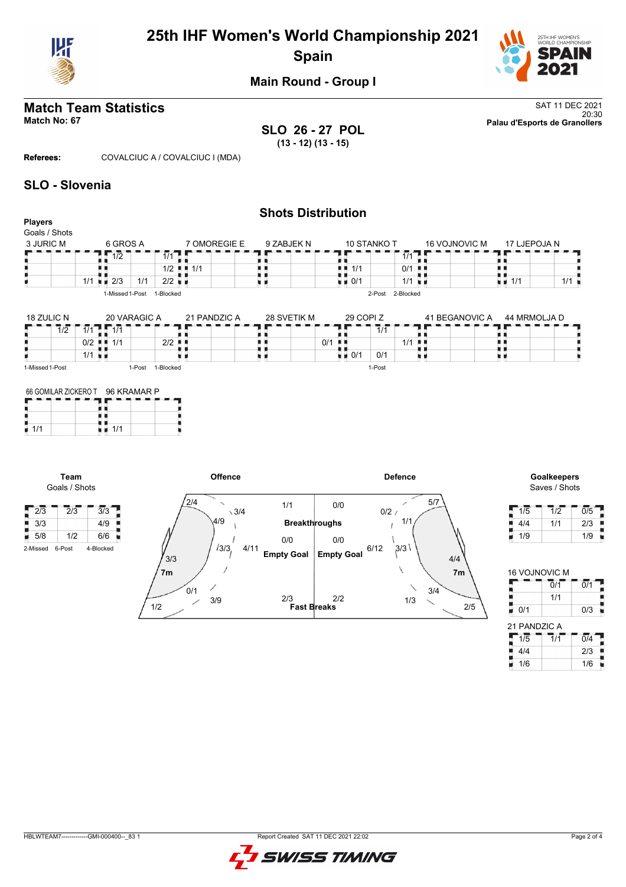# 25th IHF Women's World Championship 2021

## Spain

### Main Round - Group I

## Match Team Statistics

**Match No: 67**

SAT 11 DEC 2021
20:30
**Palau d'Esports de Granollers**

**SLO 26 - 27 POL**
**(13 - 12) (13 - 15)**

**Referees:** COVALCIUC A / COVALCIUC I (MDA)

## SLO - Slovenia

### Shots Distribution

**Players**
Goals / Shots

**3 JURIC M**

| | | |
|---|---|---|
| | | |
| | | |
| | | 1/1 |

**6 GROS A**

| | | |
|---|---|---|
| 1/2 | | 1/1 |
| | | 1/2 |
| 2/3 | 1/1 | 2/2 |

1-Missed 1-Post 1-Blocked

**7 OMOREGIE E**

| | | |
|---|---|---|
| | | |
| 1/1 | | |
| | | |

**9 ZABJEK N**

| | | |
|---|---|---|
| | | |
| | | |
| | | |

**10 STANKO T**

| | | |
|---|---|---|
| | | 1/1 |
| 1/1 | | 0/1 |
| 0/1 | | 1/1 |

2-Post 2-Blocked

**16 VOJNOVIC M**

| | | |
|---|---|---|
| | | |
| | | |
| | | |

**17 LJEPOJA N**

| | | |
|---|---|---|
| | | |
| | | |
| 1/1 | | 1/1 |

**18 ZULIC N**

| | | |
|---|---|---|
| | 1/2 | 1/1 |
| | | 0/2 |
| | | 1/1 |

1-Missed 1-Post

**20 VARAGIC A**

| | | |
|---|---|---|
| 1/1 | | |
| 1/1 | | 2/2 |
| | | |

1-Post 1-Blocked

**21 PANDZIC A**

| | | |
|---|---|---|
| | | |
| | | |
| | | |

**28 SVETIK M**

| | | |
|---|---|---|
| | | |
| | | 0/1 |
| | | |

**29 COPI Z**

| | | |
|---|---|---|
| | 1/1 | |
| | | 1/1 |
| 0/1 | 0/1 | |

1-Post

**41 BEGANOVIC A**

| | | |
|---|---|---|
| | | |
| | | |
| | | |

**44 MRMOLJA D**

| | | |
|---|---|---|
| | | |
| | | |
| | | |

**66 GOMILAR ZICKERO T**

| | | |
|---|---|---|
| | | |
| | | |
| 1/1 | | |

**96 KRAMAR P**

| | | |
|---|---|---|
| | | |
| | | |
| 1/1 | | |

**Team**
Goals / Shots

| | | |
|---|---|---|
| 2/3 | 2/3 | 3/3 |
| 3/3 | | 4/9 |
| 5/8 | 1/2 | 6/6 |

2-Missed 6-Post 4-Blocked

**Offence**

| Zone | Goals / Shots |
|---|---|
| Left wing | 2/4 |
| Left 6m | 3/3 |
| Left 9m | 1/2 |
| Left back (9m) | 0/1 |
| Centre 9m | 3/4 |
| Centre 6m | 4/9 |
| | 3/3 |
| 7m | 4/11 |
| | 3/9 |
| Breakthroughs | 1/1 |
| Empty Goal | 0/0 |
| Fast Breaks | 2/3 |

**Defence**

| Zone | Goals / Shots |
|---|---|
| Breakthroughs | 0/0 |
| Empty Goal | 0/0 |
| Fast Breaks | 2/2 |
| | 0/2 |
| | 5/7 |
| | 1/1 |
| | 6/12 |
| | 3/3 |
| 7m | 4/4 |
| | 3/4 |
| | 1/3 |
| | 2/5 |

**Goalkeepers**
Saves / Shots

| | | |
|---|---|---|
| 1/5 | 1/2 | 0/5 |
| 4/4 | 1/1 | 2/3 |
| 1/9 | | 1/9 |

**16 VOJNOVIC M**

| | | |
|---|---|---|
| | 0/1 | 0/1 |
| | 1/1 | |
| 0/1 | | 0/3 |

**21 PANDZIC A**

| | | |
|---|---|---|
| 1/5 | 1/1 | 0/4 |
| 4/4 | | 2/3 |
| 1/6 | | 1/6 |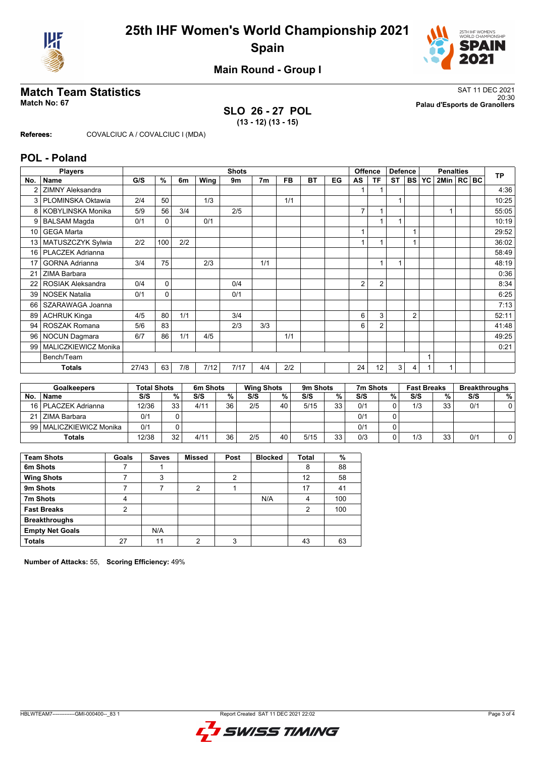# 25th IHF Women's World Championship 2021
## Spain

### Main Round - Group I

## Match Team Statistics

**Match No: 67**

SAT 11 DEC 2021
20:30
**Palau d'Esports de Granollers**

**SLO 26 - 27 POL**
**(13 - 12) (13 - 15)**

**Referees:** COVALCIUC A / COVALCIUC I (MDA)

## POL - Poland

| Players | | Shots | | | | | | | | | Offence | | Defence | | Penalties | | | | TP |
|---|---|---|---|---|---|---|---|---|---|---|---|---|---|---|---|---|---|---|---|
| No. | Name | G/S | % | 6m | Wing | 9m | 7m | FB | BT | EG | AS | TF | ST | BS | YC | 2Min | RC | BC | |
| 2 | ZIMNY Aleksandra | | | | | | | | | | 1 | 1 | | | | | | | 4:36 |
| 3 | PLOMINSKA Oktawia | 2/4 | 50 | | 1/3 | | | 1/1 | | | | | 1 | | | | | | 10:25 |
| 8 | KOBYLINSKA Monika | 5/9 | 56 | 3/4 | | 2/5 | | | | | 7 | 1 | | | | 1 | | | 55:05 |
| 9 | BALSAM Magda | 0/1 | 0 | | 0/1 | | | | | | | 1 | 1 | | | | | | 10:19 |
| 10 | GEGA Marta | | | | | | | | | | 1 | | | 1 | | | | | 29:52 |
| 13 | MATUSZCZYK Sylwia | 2/2 | 100 | 2/2 | | | | | | | 1 | 1 | | 1 | | | | | 36:02 |
| 16 | PLACZEK Adrianna | | | | | | | | | | | | | | | | | | 58:49 |
| 17 | GORNA Adrianna | 3/4 | 75 | | 2/3 | | 1/1 | | | | | 1 | 1 | | | | | | 48:19 |
| 21 | ZIMA Barbara | | | | | | | | | | | | | | | | | | 0:36 |
| 22 | ROSIAK Aleksandra | 0/4 | 0 | | | 0/4 | | | | | 2 | 2 | | | | | | | 8:34 |
| 39 | NOSEK Natalia | 0/1 | 0 | | | 0/1 | | | | | | | | | | | | | 6:25 |
| 66 | SZARAWAGA Joanna | | | | | | | | | | | | | | | | | | 7:13 |
| 89 | ACHRUK Kinga | 4/5 | 80 | 1/1 | | 3/4 | | | | | 6 | 3 | | 2 | | | | | 52:11 |
| 94 | ROSZAK Romana | 5/6 | 83 | | | 2/3 | 3/3 | | | | 6 | 2 | | | | | | | 41:48 |
| 96 | NOCUN Dagmara | 6/7 | 86 | 1/1 | 4/5 | | | 1/1 | | | | | | | | | | | 49:25 |
| 99 | MALICZKIEWICZ Monika | | | | | | | | | | | | | | | | | | 0:21 |
| | Bench/Team | | | | | | | | | | | | | | 1 | | | | |
| | **Totals** | 27/43 | 63 | 7/8 | 7/12 | 7/17 | 4/4 | 2/2 | | | 24 | 12 | 3 | 4 | 1 | 1 | | | |

| Goalkeepers | | Total Shots | | 6m Shots | | Wing Shots | | 9m Shots | | 7m Shots | | Fast Breaks | | Breakthroughs | |
|---|---|---|---|---|---|---|---|---|---|---|---|---|---|---|---|
| No. | Name | S/S | % | S/S | % | S/S | % | S/S | % | S/S | % | S/S | % | S/S | % |
| 16 | PLACZEK Adrianna | 12/36 | 33 | 4/11 | 36 | 2/5 | 40 | 5/15 | 33 | 0/1 | 0 | 1/3 | 33 | 0/1 | 0 |
| 21 | ZIMA Barbara | 0/1 | 0 | | | | | | | 0/1 | 0 | | | | |
| 99 | MALICZKIEWICZ Monika | 0/1 | 0 | | | | | | | 0/1 | 0 | | | | |
| | **Totals** | 12/38 | 32 | 4/11 | 36 | 2/5 | 40 | 5/15 | 33 | 0/3 | 0 | 1/3 | 33 | 0/1 | 0 |

| Team Shots | Goals | Saves | Missed | Post | Blocked | Total | % |
|---|---|---|---|---|---|---|---|
| 6m Shots | 7 | 1 | | | | 8 | 88 |
| Wing Shots | 7 | 3 | | 2 | | 12 | 58 |
| 9m Shots | 7 | 7 | 2 | 1 | | 17 | 41 |
| 7m Shots | 4 | | | | N/A | 4 | 100 |
| Fast Breaks | 2 | | | | | 2 | 100 |
| Breakthroughs | | | | | | | |
| Empty Net Goals | | N/A | | | | | |
| **Totals** | 27 | 11 | 2 | 3 | | 43 | 63 |

**Number of Attacks:** 55, **Scoring Efficiency:** 49%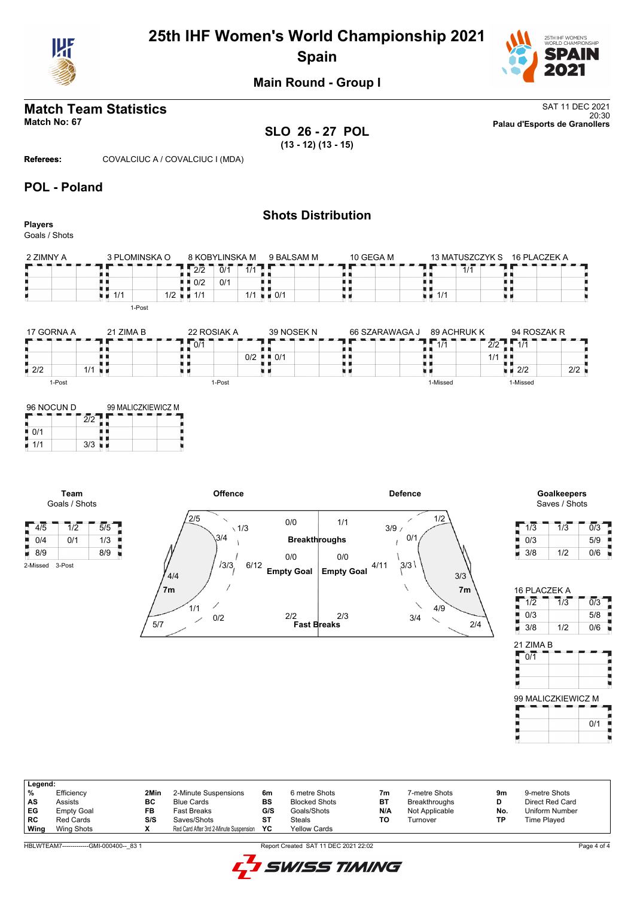# 25th IHF Women's World Championship 2021

## Spain

### Main Round - Group I

## Match Team Statistics

**Match No: 67**

SAT 11 DEC 2021
20:30
**Palau d'Esports de Granollers**

**SLO 26 - 27 POL**
**(13 - 12) (13 - 15)**

**Referees:** COVALCIUC A / COVALCIUC I (MDA)

## POL - Poland

### Shots Distribution

**Players**
Goals / Shots

2 ZIMNY A

3 PLOMINSKA O
1/1 | | 1/2
1-Post

8 KOBYLINSKA M
2/2 | 0/1 | 1/1
0/2 | 0/1 |
1/1 | | 1/1

9 BALSAM M
0/1

10 GEGA M

13 MATUSZCZYK S
| 1/1 |
1/1

16 PLACZEK A

17 GORNA A
2/2 | | 1/1
1-Post

21 ZIMA B

22 ROSIAK A
0/1
| | 0/2
1-Post

39 NOSEK N
0/1

66 SZARAWAGA J

89 ACHRUK K
1/1 | | 2/2
| | 1/1
1-Missed

94 ROSZAK R
1/1
2/2 | | 2/2
1-Missed

96 NOCUN D
| | 2/2
0/1
1/1 | | 3/3

99 MALICZKIEWICZ M

**Team**
Goals / Shots

| | | |
|---|---|---|
| 4/5 | 1/2 | 5/5 |
| 0/4 | 0/1 | 1/3 |
| 8/9 | | 8/9 |

2-Missed 3-Post

**Offence**

2/5
1/3
3/4
3/3
6/12
4/4
7m
1/1
0/2
5/7

0/0 | 1/1
Breakthroughs
0/0 | 0/0
Empty Goal | Empty Goal
2/2 | 2/3
Fast Breaks

**Defence**

3/9
1/2
0/1
4/11
3/3
3/3
7m
4/9
3/4
2/4

**Goalkeepers**
Saves / Shots

| | | |
|---|---|---|
| 1/3 | 1/3 | 0/3 |
| 0/3 | | 5/9 |
| 3/8 | 1/2 | 0/6 |

16 PLACZEK A

| | | |
|---|---|---|
| 1/2 | 1/3 | 0/3 |
| 0/3 | | 5/8 |
| 3/8 | 1/2 | 0/6 |

21 ZIMA B

| | | |
|---|---|---|
| 0/1 | | |
| | | |
| | | |

99 MALICZKIEWICZ M

| | | |
|---|---|---|
| | | |
| | | 0/1 |
| | | |

| Legend: | | | | | | | | | |
|---|---|---|---|---|---|---|---|---|---|
| % | Efficiency | 2Min | 2-Minute Suspensions | 6m | 6 metre Shots | 7m | 7-metre Shots | 9m | 9-metre Shots |
| AS | Assists | BC | Blue Cards | BS | Blocked Shots | BT | Breakthroughs | D | Direct Red Card |
| EG | Empty Goal | FB | Fast Breaks | G/S | Goals/Shots | N/A | Not Applicable | No. | Uniform Number |
| RC | Red Cards | S/S | Saves/Shots | ST | Steals | TO | Turnover | TP | Time Played |
| Wing | Wing Shots | X | Red Card After 3rd 2-Minute Suspension | YC | Yellow Cards | | | | |

HBLWTEAM7-------------GMI-000400--_83 1    Report Created SAT 11 DEC 2021 22:02